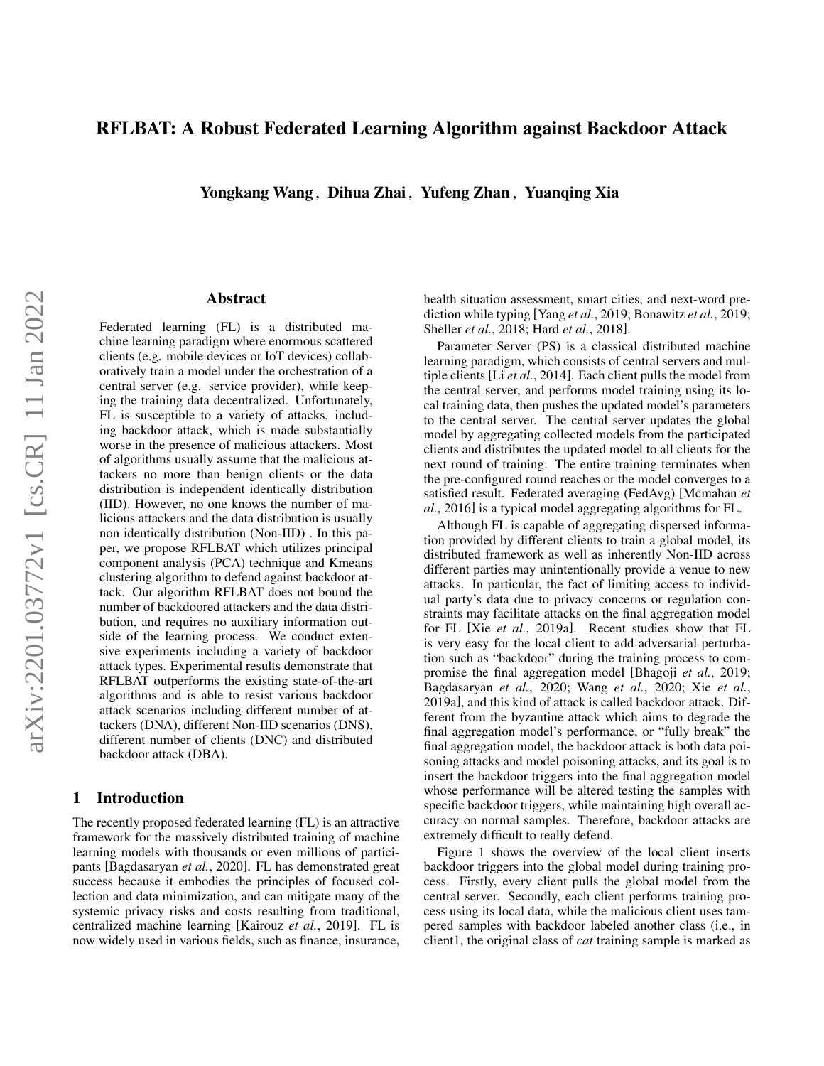# RFLBAT: A Robust Federated Learning Algorithm against Backdoor Attack

**Yongkang Wang , Dihua Zhai , Yufeng Zhan , Yuanqing Xia**

## Abstract

Federated learning (FL) is a distributed machine learning paradigm where enormous scattered clients (e.g. mobile devices or IoT devices) collaboratively train a model under the orchestration of a central server (e.g. service provider), while keeping the training data decentralized. Unfortunately, FL is susceptible to a variety of attacks, including backdoor attack, which is made substantially worse in the presence of malicious attackers. Most of algorithms usually assume that the malicious attackers no more than benign clients or the data distribution is independent identically distribution (IID). However, no one knows the number of malicious attackers and the data distribution is usually non identically distribution (Non-IID) . In this paper, we propose RFLBAT which utilizes principal component analysis (PCA) technique and Kmeans clustering algorithm to defend against backdoor attack. Our algorithm RFLBAT does not bound the number of backdoored attackers and the data distribution, and requires no auxiliary information outside of the learning process. We conduct extensive experiments including a variety of backdoor attack types. Experimental results demonstrate that RFLBAT outperforms the existing state-of-the-art algorithms and is able to resist various backdoor attack scenarios including different number of attackers (DNA), different Non-IID scenarios (DNS), different number of clients (DNC) and distributed backdoor attack (DBA).

## 1 Introduction

The recently proposed federated learning (FL) is an attractive framework for the massively distributed training of machine learning models with thousands or even millions of participants [Bagdasaryan *et al.*, 2020]. FL has demonstrated great success because it embodies the principles of focused collection and data minimization, and can mitigate many of the systemic privacy risks and costs resulting from traditional, centralized machine learning [Kairouz *et al.*, 2019]. FL is now widely used in various fields, such as finance, insurance, health situation assessment, smart cities, and next-word prediction while typing [Yang *et al.*, 2019; Bonawitz *et al.*, 2019; Sheller *et al.*, 2018; Hard *et al.*, 2018].

Parameter Server (PS) is a classical distributed machine learning paradigm, which consists of central servers and multiple clients [Li *et al.*, 2014]. Each client pulls the model from the central server, and performs model training using its local training data, then pushes the updated model's parameters to the central server. The central server updates the global model by aggregating collected models from the participated clients and distributes the updated model to all clients for the next round of training. The entire training terminates when the pre-configured round reaches or the model converges to a satisfied result. Federated averaging (FedAvg) [Mcmahan *et al.*, 2016] is a typical model aggregating algorithms for FL.

Although FL is capable of aggregating dispersed information provided by different clients to train a global model, its distributed framework as well as inherently Non-IID across different parties may unintentionally provide a venue to new attacks. In particular, the fact of limiting access to individual party's data due to privacy concerns or regulation constraints may facilitate attacks on the final aggregation model for FL [Xie *et al.*, 2019a]. Recent studies show that FL is very easy for the local client to add adversarial perturbation such as "backdoor" during the training process to compromise the final aggregation model [Bhagoji *et al.*, 2019; Bagdasaryan *et al.*, 2020; Wang *et al.*, 2020; Xie *et al.*, 2019a], and this kind of attack is called backdoor attack. Different from the byzantine attack which aims to degrade the final aggregation model's performance, or "fully break" the final aggregation model, the backdoor attack is both data poisoning attacks and model poisoning attacks, and its goal is to insert the backdoor triggers into the final aggregation model whose performance will be altered testing the samples with specific backdoor triggers, while maintaining high overall accuracy on normal samples. Therefore, backdoor attacks are extremely difficult to really defend.

Figure 1 shows the overview of the local client inserts backdoor triggers into the global model during training process. Firstly, every client pulls the global model from the central server. Secondly, each client performs training process using its local data, while the malicious client uses tampered samples with backdoor labeled another class (i.e., in client1, the original class of *cat* training sample is marked as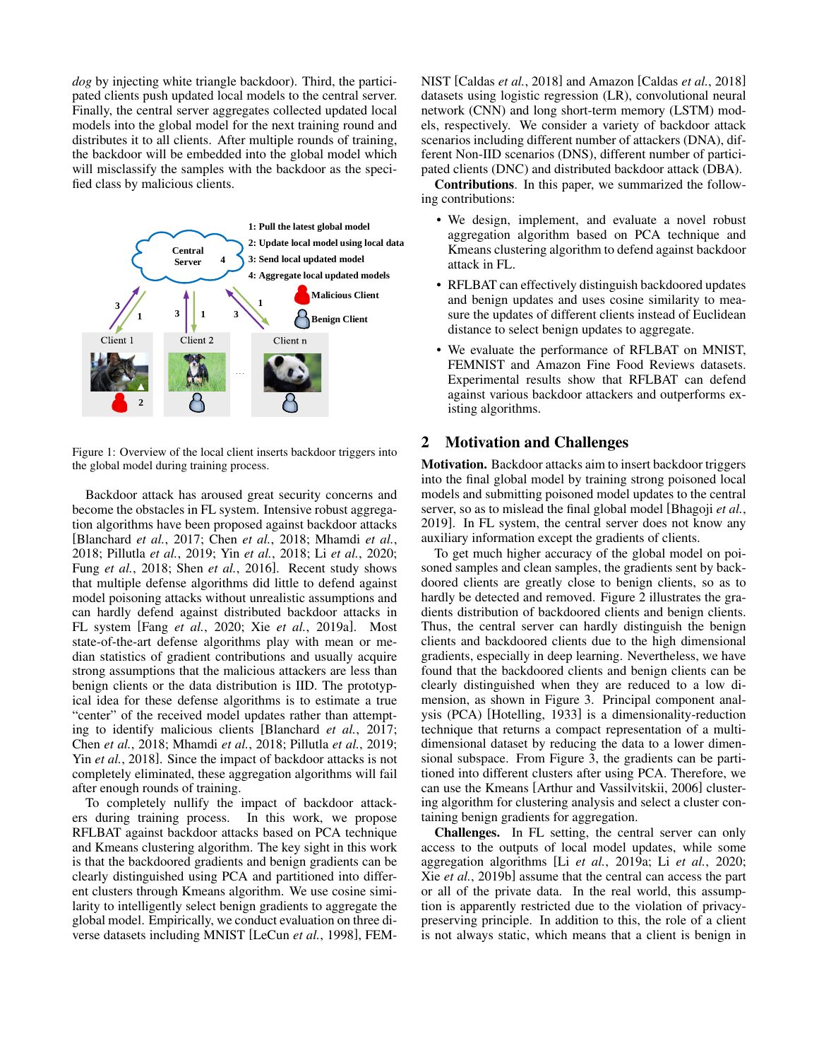*dog* by injecting white triangle backdoor). Third, the participated clients push updated local models to the central server. Finally, the central server aggregates collected updated local models into the global model for the next training round and distributes it to all clients. After multiple rounds of training, the backdoor will be embedded into the global model which will misclassify the samples with the backdoor as the specified class by malicious clients.

Figure 1: Overview of the local client inserts backdoor triggers into the global model during training process.

Backdoor attack has aroused great security concerns and become the obstacles in FL system. Intensive robust aggregation algorithms have been proposed against backdoor attacks [Blanchard *et al.*, 2017; Chen *et al.*, 2018; Mhamdi *et al.*, 2018; Pillutla *et al.*, 2019; Yin *et al.*, 2018; Li *et al.*, 2020; Fung *et al.*, 2018; Shen *et al.*, 2016]. Recent study shows that multiple defense algorithms did little to defend against model poisoning attacks without unrealistic assumptions and can hardly defend against distributed backdoor attacks in FL system [Fang *et al.*, 2020; Xie *et al.*, 2019a]. Most state-of-the-art defense algorithms play with mean or median statistics of gradient contributions and usually acquire strong assumptions that the malicious attackers are less than benign clients or the data distribution is IID. The prototypical idea for these defense algorithms is to estimate a true "center" of the received model updates rather than attempting to identify malicious clients [Blanchard *et al.*, 2017; Chen *et al.*, 2018; Mhamdi *et al.*, 2018; Pillutla *et al.*, 2019; Yin *et al.*, 2018]. Since the impact of backdoor attacks is not completely eliminated, these aggregation algorithms will fail after enough rounds of training.

To completely nullify the impact of backdoor attackers during training process. In this work, we propose RFLBAT against backdoor attacks based on PCA technique and Kmeans clustering algorithm. The key sight in this work is that the backdoored gradients and benign gradients can be clearly distinguished using PCA and partitioned into different clusters through Kmeans algorithm. We use cosine similarity to intelligently select benign gradients to aggregate the global model. Empirically, we conduct evaluation on three diverse datasets including MNIST [LeCun *et al.*, 1998], FEMNIST [Caldas *et al.*, 2018] and Amazon [Caldas *et al.*, 2018] datasets using logistic regression (LR), convolutional neural network (CNN) and long short-term memory (LSTM) models, respectively. We consider a variety of backdoor attack scenarios including different number of attackers (DNA), different Non-IID scenarios (DNS), different number of participated clients (DNC) and distributed backdoor attack (DBA).

**Contributions**. In this paper, we summarized the following contributions:

- We design, implement, and evaluate a novel robust aggregation algorithm based on PCA technique and Kmeans clustering algorithm to defend against backdoor attack in FL.
- RFLBAT can effectively distinguish backdoored updates and benign updates and uses cosine similarity to measure the updates of different clients instead of Euclidean distance to select benign updates to aggregate.
- We evaluate the performance of RFLBAT on MNIST, FEMNIST and Amazon Fine Food Reviews datasets. Experimental results show that RFLBAT can defend against various backdoor attackers and outperforms existing algorithms.

## 2 Motivation and Challenges

**Motivation.** Backdoor attacks aim to insert backdoor triggers into the final global model by training strong poisoned local models and submitting poisoned model updates to the central server, so as to mislead the final global model [Bhagoji *et al.*, 2019]. In FL system, the central server does not know any auxiliary information except the gradients of clients.

To get much higher accuracy of the global model on poisoned samples and clean samples, the gradients sent by backdoored clients are greatly close to benign clients, so as to hardly be detected and removed. Figure 2 illustrates the gradients distribution of backdoored clients and benign clients. Thus, the central server can hardly distinguish the benign clients and backdoored clients due to the high dimensional gradients, especially in deep learning. Nevertheless, we have found that the backdoored clients and benign clients can be clearly distinguished when they are reduced to a low dimension, as shown in Figure 3. Principal component analysis (PCA) [Hotelling, 1933] is a dimensionality-reduction technique that returns a compact representation of a multi-dimensional dataset by reducing the data to a lower dimensional subspace. From Figure 3, the gradients can be partitioned into different clusters after using PCA. Therefore, we can use the Kmeans [Arthur and Vassilvitskii, 2006] clustering algorithm for clustering analysis and select a cluster containing benign gradients for aggregation.

**Challenges.** In FL setting, the central server can only access to the outputs of local model updates, while some aggregation algorithms [Li *et al.*, 2019a; Li *et al.*, 2020; Xie *et al.*, 2019b] assume that the central can access the part or all of the private data. In the real world, this assumption is apparently restricted due to the violation of privacy-preserving principle. In addition to this, the role of a client is not always static, which means that a client is benign in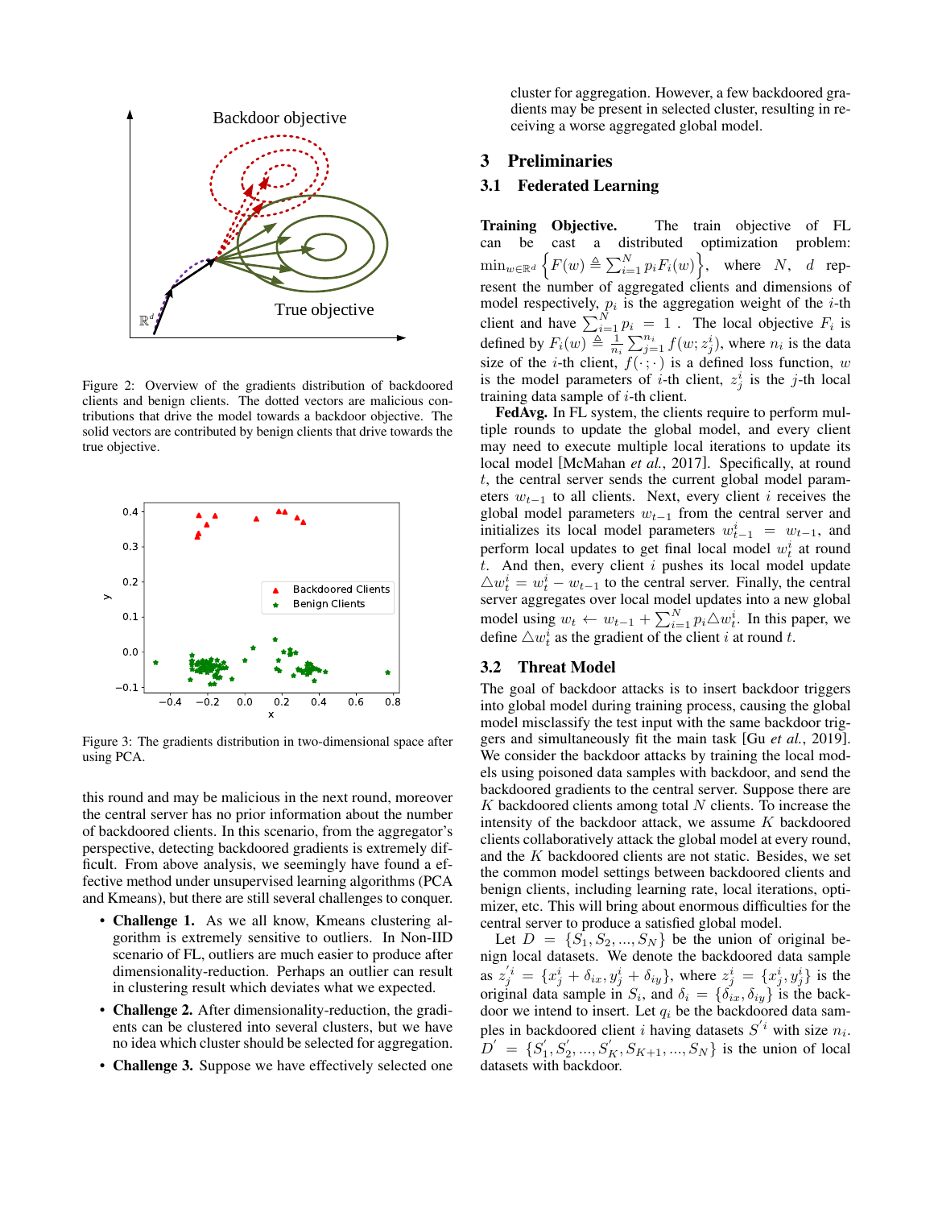Figure 2: Overview of the gradients distribution of backdoored clients and benign clients. The dotted vectors are malicious contributions that drive the model towards a backdoor objective. The solid vectors are contributed by benign clients that drive towards the true objective.

Figure 3: The gradients distribution in two-dimensional space after using PCA.

this round and may be malicious in the next round, moreover the central server has no prior information about the number of backdoored clients. In this scenario, from the aggregator's perspective, detecting backdoored gradients is extremely difficult. From above analysis, we seemingly have found a effective method under unsupervised learning algorithms (PCA and Kmeans), but there are still several challenges to conquer.

- **Challenge 1.** As we all know, Kmeans clustering algorithm is extremely sensitive to outliers. In Non-IID scenario of FL, outliers are much easier to produce after dimensionality-reduction. Perhaps an outlier can result in clustering result which deviates what we expected.
- **Challenge 2.** After dimensionality-reduction, the gradients can be clustered into several clusters, but we have no idea which cluster should be selected for aggregation.
- **Challenge 3.** Suppose we have effectively selected one cluster for aggregation. However, a few backdoored gradients may be present in selected cluster, resulting in receiving a worse aggregated global model.

## 3 Preliminaries

### 3.1 Federated Learning

**Training Objective.** The train objective of FL can be cast a distributed optimization problem: $\min_{w \in \mathbb{R}^d} \left\{ F(w) \triangleq \sum_{i=1}^{N} p_i F_i(w) \right\}$, where $N$, $d$ represent the number of aggregated clients and dimensions of model respectively, $p_i$ is the aggregation weight of the $i$-th client and have $\sum_{i=1}^{N} p_i = 1$ . The local objective $F_i$ is defined by $F_i(w) \triangleq \frac{1}{n_i} \sum_{j=1}^{n_i} f(w; z_j^i)$, where $n_i$ is the data size of the $i$-th client, $f(\cdot; \cdot)$ is a defined loss function, $w$ is the model parameters of $i$-th client, $z_j^i$ is the $j$-th local training data sample of $i$-th client.

**FedAvg.** In FL system, the clients require to perform multiple rounds to update the global model, and every client may need to execute multiple local iterations to update its local model [McMahan *et al.*, 2017]. Specifically, at round $t$, the central server sends the current global model parameters $w_{t-1}$ to all clients. Next, every client $i$ receives the global model parameters $w_{t-1}$ from the central server and initializes its local model parameters $w_{t-1}^i = w_{t-1}$, and perform local updates to get final local model $w_t^i$ at round $t$. And then, every client $i$ pushes its local model update $\triangle w_t^i = w_t^i - w_{t-1}$ to the central server. Finally, the central server aggregates over local model updates into a new global model using $w_t \leftarrow w_{t-1} + \sum_{i=1}^{N} p_i \triangle w_t^i$. In this paper, we define $\triangle w_t^i$ as the gradient of the client $i$ at round $t$.

### 3.2 Threat Model

The goal of backdoor attacks is to insert backdoor triggers into global model during training process, causing the global model misclassify the test input with the same backdoor triggers and simultaneously fit the main task [Gu *et al.*, 2019]. We consider the backdoor attacks by training the local models using poisoned data samples with backdoor, and send the backdoored gradients to the central server. Suppose there are $K$ backdoored clients among total $N$ clients. To increase the intensity of the backdoor attack, we assume $K$ backdoored clients collaboratively attack the global model at every round, and the $K$ backdoored clients are not static. Besides, we set the common model settings between backdoored clients and benign clients, including learning rate, local iterations, optimizer, etc. This will bring about enormous difficulties for the central server to produce a satisfied global model.

Let $D = \{S_1, S_2, ..., S_N\}$ be the union of original benign local datasets. We denote the backdoored data sample as $z_j^{'i} = \{x_j^i + \delta_{ix}, y_j^i + \delta_{iy}\}$, where $z_j^i = \{x_j^i, y_j^i\}$ is the original data sample in $S_i$, and $\delta_i = \{\delta_{ix}, \delta_{iy}\}$ is the backdoor we intend to insert. Let $q_i$ be the backdoored data samples in backdoored client $i$ having datasets $S^{'i}$ with size $n_i$. $D^{'} = \{S_1^{'}, S_2^{'}, ..., S_K^{'}, S_{K+1}, ..., S_N\}$ is the union of local datasets with backdoor.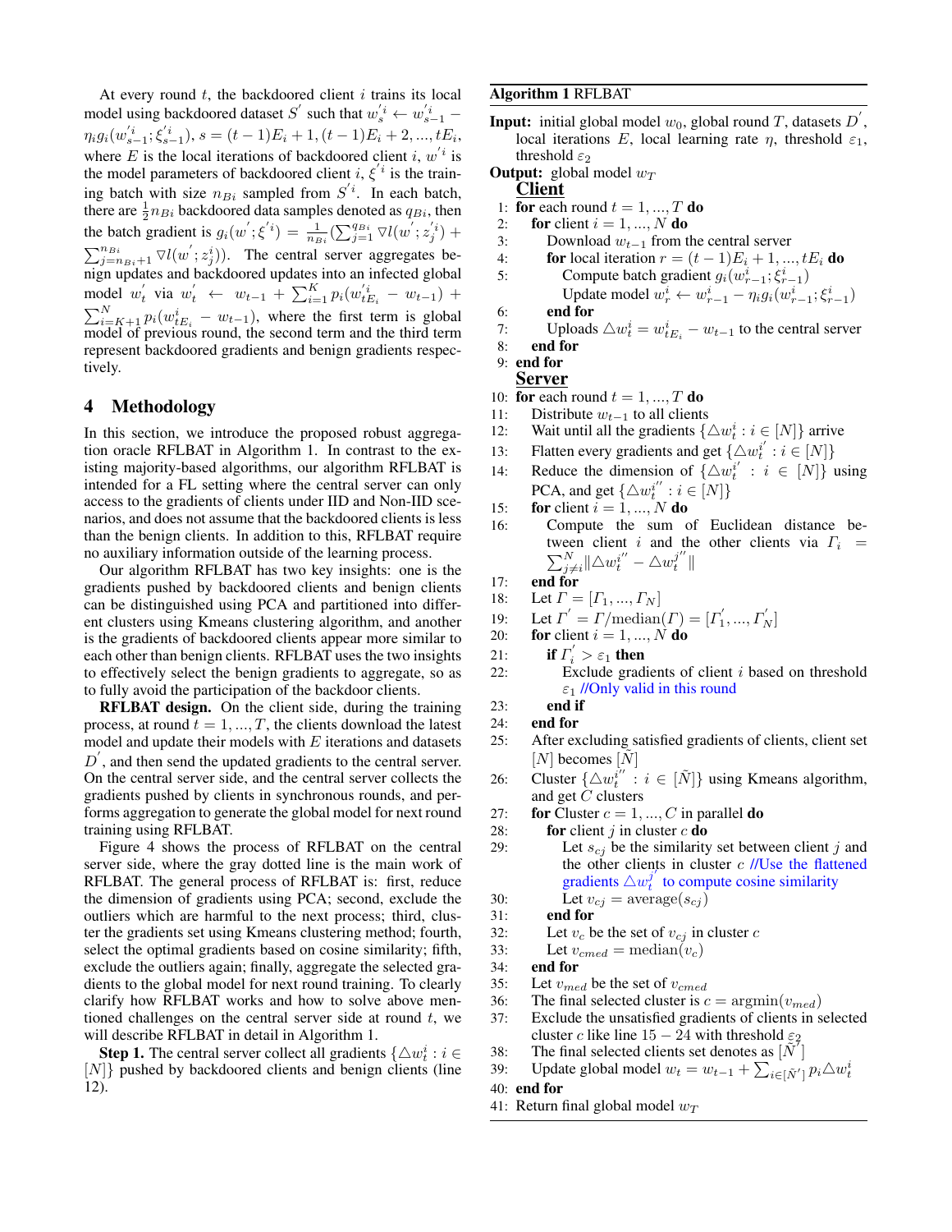At every round $t$, the backdoored client $i$ trains its local model using backdoored dataset $S^{'}$ such that $w_s^{'i} \leftarrow w_{s-1}^{'i} - \eta_i g_i(w_{s-1}^{'i}; \xi_{s-1}^{'i})$, $s = (t-1)E_i + 1, (t-1)E_i + 2, ..., tE_i$, where $E$ is the local iterations of backdoored client $i$, $w^{'i}$ is the model parameters of backdoored client $i$, $\xi^{'i}$ is the training batch with size $n_{Bi}$ sampled from $S^{'i}$. In each batch, there are $\frac{1}{2}n_{Bi}$ backdoored data samples denoted as $q_{Bi}$, then the batch gradient is $g_i(w^{'}; \xi^{'i}) = \frac{1}{n_{Bi}}(\sum_{j=1}^{q_{Bi}} \nabla l(w^{'}; z_j^{'i}) + \sum_{j=n_{Bi}+1}^{n_{Bi}} \nabla l(w^{'}; z_j^i))$. The central server aggregates benign updates and backdoored updates into an infected global model $w_t^{'}$ via $w_t^{'} \leftarrow w_{t-1} + \sum_{i=1}^{K} p_i(w_{tE_i}^{'i} - w_{t-1}) + \sum_{i=K+1}^{N} p_i(w_{tE_i}^{i} - w_{t-1})$, where the first term is global model of previous round, the second term and the third term represent backdoored gradients and benign gradients respectively.

## 4 Methodology

In this section, we introduce the proposed robust aggregation oracle RFLBAT in Algorithm 1. In contrast to the existing majority-based algorithms, our algorithm RFLBAT is intended for a FL setting where the central server can only access to the gradients of clients under IID and Non-IID scenarios, and does not assume that the backdoored clients is less than the benign clients. In addition to this, RFLBAT require no auxiliary information outside of the learning process.

Our algorithm RFLBAT has two key insights: one is the gradients pushed by backdoored clients and benign clients can be distinguished using PCA and partitioned into different clusters using Kmeans clustering algorithm, and another is the gradients of backdoored clients appear more similar to each other than benign clients. RFLBAT uses the two insights to effectively select the benign gradients to aggregate, so as to fully avoid the participation of the backdoor clients.

**RFLBAT design.** On the client side, during the training process, at round $t = 1, ..., T$, the clients download the latest model and update their models with $E$ iterations and datasets $D^{'}$, and then send the updated gradients to the central server. On the central server side, and the central server collects the gradients pushed by clients in synchronous rounds, and performs aggregation to generate the global model for next round training using RFLBAT.

Figure 4 shows the process of RFLBAT on the central server side, where the gray dotted line is the main work of RFLBAT. The general process of RFLBAT is: first, reduce the dimension of gradients using PCA; second, exclude the outliers which are harmful to the next process; third, cluster the gradients set using Kmeans clustering method; fourth, select the optimal gradients based on cosine similarity; fifth, exclude the outliers again; finally, aggregate the selected gradients to the global model for next round training. To clearly clarify how RFLBAT works and how to solve above mentioned challenges on the central server side at round $t$, we will describe RFLBAT in detail in Algorithm 1.

**Step 1.** The central server collect all gradients $\{\triangle w_t^i : i \in [N]\}$ pushed by backdoored clients and benign clients (line 12).

**Algorithm 1** RFLBAT

**Input:** initial global model $w_0$, global round $T$, datasets $D^{'}$, local iterations $E$, local learning rate $\eta$, threshold $\varepsilon_1$, threshold $\varepsilon_2$

**Output:** global model $w_T$

**Client**

1: **for** each round $t = 1, ..., T$ **do**
2: &nbsp;&nbsp;**for** client $i = 1, ..., N$ **do**
3: &nbsp;&nbsp;&nbsp;&nbsp;Download $w_{t-1}$ from the central server
4: &nbsp;&nbsp;&nbsp;&nbsp;**for** local iteration $r = (t-1)E_i + 1, ..., tE_i$ **do**
5: &nbsp;&nbsp;&nbsp;&nbsp;&nbsp;&nbsp;Compute batch gradient $g_i(w_{r-1}^i; \xi_{r-1}^i)$
&nbsp;&nbsp;&nbsp;&nbsp;&nbsp;&nbsp;&nbsp;&nbsp;Update model $w_r^i \leftarrow w_{r-1}^i - \eta_i g_i(w_{r-1}^i; \xi_{r-1}^i)$
6: &nbsp;&nbsp;&nbsp;&nbsp;**end for**
7: &nbsp;&nbsp;&nbsp;&nbsp;Uploads $\triangle w_t^i = w_{tE_i}^i - w_{t-1}$ to the central server
8: &nbsp;&nbsp;**end for**
9: **end for**

**Server**

10: **for** each round $t = 1, ..., T$ **do**
11: &nbsp;&nbsp;Distribute $w_{t-1}$ to all clients
12: &nbsp;&nbsp;Wait until all the gradients $\{\triangle w_t^i : i \in [N]\}$ arrive
13: &nbsp;&nbsp;Flatten every gradients and get $\{\triangle w_t^{i'} : i \in [N]\}$
14: &nbsp;&nbsp;Reduce the dimension of $\{\triangle w_t^{i'} : i \in [N]\}$ using PCA, and get $\{\triangle w_t^{i''} : i \in [N]\}$
15: &nbsp;&nbsp;**for** client $i = 1, ..., N$ **do**
16: &nbsp;&nbsp;&nbsp;&nbsp;Compute the sum of Euclidean distance between client $i$ and the other clients via $\Gamma_i = \sum_{j \neq i}^{N} \|\triangle w_t^{i''} - \triangle w_t^{j''}\|$
17: &nbsp;&nbsp;**end for**
18: &nbsp;&nbsp;Let $\Gamma = [\Gamma_1, ..., \Gamma_N]$
19: &nbsp;&nbsp;Let $\Gamma^{'} = \Gamma / \text{median}(\Gamma) = [\Gamma_1^{'}, ..., \Gamma_N^{'}]$
20: &nbsp;&nbsp;**for** client $i = 1, ..., N$ **do**
21: &nbsp;&nbsp;&nbsp;&nbsp;**if** $\Gamma_i^{'} > \varepsilon_1$ **then**
22: &nbsp;&nbsp;&nbsp;&nbsp;&nbsp;&nbsp;Exclude gradients of client $i$ based on threshold $\varepsilon_1$ //Only valid in this round
23: &nbsp;&nbsp;&nbsp;&nbsp;**end if**
24: &nbsp;&nbsp;**end for**
25: &nbsp;&nbsp;After excluding satisfied gradients of clients, client set $[N]$ becomes $[\tilde{N}]$
26: &nbsp;&nbsp;Cluster $\{\triangle w_t^{i''} : i \in [\tilde{N}]\}$ using Kmeans algorithm, and get $C$ clusters
27: &nbsp;&nbsp;**for** Cluster $c = 1, ..., C$ in parallel **do**
28: &nbsp;&nbsp;&nbsp;&nbsp;**for** client $j$ in cluster $c$ **do**
29: &nbsp;&nbsp;&nbsp;&nbsp;&nbsp;&nbsp;Let $s_{cj}$ be the similarity set between client $j$ and the other clients in cluster $c$ //Use the flattened gradients $\triangle w_t^{j'}$ to compute cosine similarity
30: &nbsp;&nbsp;&nbsp;&nbsp;&nbsp;&nbsp;Let $v_{cj} = \text{average}(s_{cj})$
31: &nbsp;&nbsp;&nbsp;&nbsp;**end for**
32: &nbsp;&nbsp;&nbsp;&nbsp;Let $v_c$ be the set of $v_{cj}$ in cluster $c$
33: &nbsp;&nbsp;&nbsp;&nbsp;Let $v_{cmed} = \text{median}(v_c)$
34: &nbsp;&nbsp;**end for**
35: &nbsp;&nbsp;Let $v_{med}$ be the set of $v_{cmed}$
36: &nbsp;&nbsp;The final selected cluster is $c = \text{argmin}(v_{med})$
37: &nbsp;&nbsp;Exclude the unsatisfied gradients of clients in selected cluster $c$ like line $15-24$ with threshold $\varepsilon_2$
38: &nbsp;&nbsp;The final selected clients set denotes as $[\tilde{N}^{'}]$
39: &nbsp;&nbsp;Update global model $w_t = w_{t-1} + \sum_{i \in [\tilde{N}^{'}]} p_i \triangle w_t^i$
40: **end for**
41: Return final global model $w_T$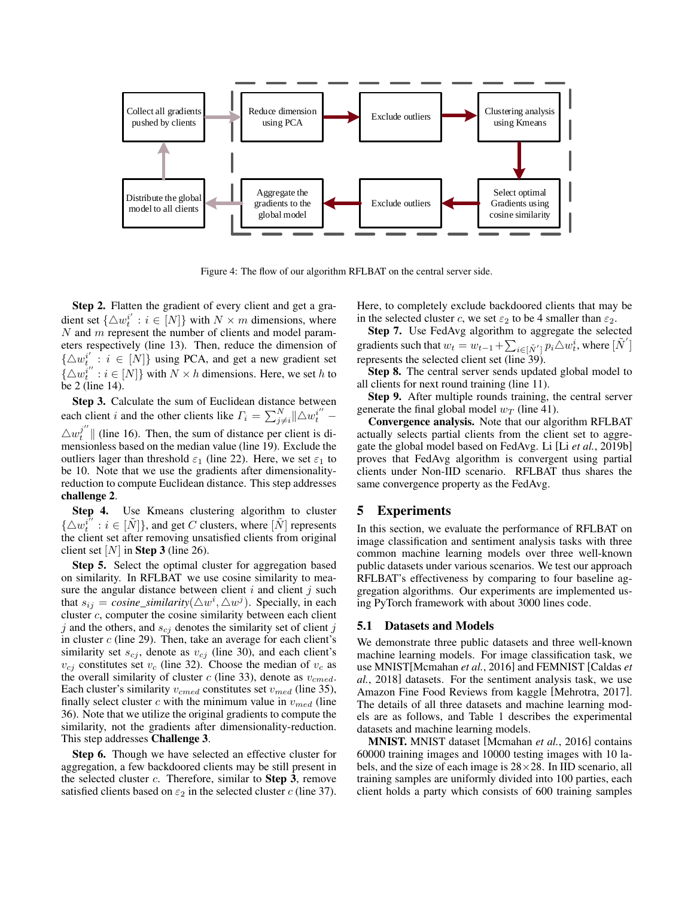Figure 4: The flow of our algorithm RFLBAT on the central server side.

**Step 2.** Flatten the gradient of every client and get a gradient set $\{\triangle w_t^{i'} : i \in [N]\}$ with $N \times m$ dimensions, where $N$ and $m$ represent the number of clients and model parameters respectively (line 13). Then, reduce the dimension of $\{\triangle w_t^{i'} : i \in [N]\}$ using PCA, and get a new gradient set $\{\triangle w_t^{i''} : i \in [N]\}$ with $N \times h$ dimensions. Here, we set $h$ to be 2 (line 14).

**Step 3.** Calculate the sum of Euclidean distance between each client $i$ and the other clients like $\Gamma_i = \sum_{j \neq i}^{N} \|\triangle w_t^{i''} - \triangle w_t^{j''}\|$ (line 16). Then, the sum of distance per client is dimensionless based on the median value (line 19). Exclude the outliers lager than threshold $\varepsilon_1$ (line 22). Here, we set $\varepsilon_1$ to be 10. Note that we use the gradients after dimensionality-reduction to compute Euclidean distance. This step addresses **challenge 2**.

**Step 4.** Use Kmeans clustering algorithm to cluster $\{\triangle w_t^{i''} : i \in [\tilde{N}]\}$, and get $C$ clusters, where $[\tilde{N}]$ represents the client set after removing unsatisfied clients from original client set $[N]$ in **Step 3** (line 26).

**Step 5.** Select the optimal cluster for aggregation based on similarity. In RFLBAT we use cosine similarity to measure the angular distance between client $i$ and client $j$ such that $s_{ij} = \textit{cosine\_similarity}(\triangle w^i, \triangle w^j)$. Specially, in each cluster $c$, computer the cosine similarity between each client $j$ and the others, and $s_{cj}$ denotes the similarity set of client $j$ in cluster $c$ (line 29). Then, take an average for each client's similarity set $s_{cj}$, denote as $v_{cj}$ (line 30), and each client's $v_{cj}$ constitutes set $v_c$ (line 32). Choose the median of $v_c$ as the overall similarity of cluster $c$ (line 33), denote as $v_{cmed}$. Each cluster's similarity $v_{cmed}$ constitutes set $v_{med}$ (line 35), finally select cluster $c$ with the minimum value in $v_{med}$ (line 36). Note that we utilize the original gradients to compute the similarity, not the gradients after dimensionality-reduction. This step addresses **Challenge 3**.

**Step 6.** Though we have selected an effective cluster for aggregation, a few backdoored clients may be still present in the selected cluster $c$. Therefore, similar to **Step 3**, remove satisfied clients based on $\varepsilon_2$ in the selected cluster $c$ (line 37). Here, to completely exclude backdoored clients that may be in the selected cluster $c$, we set $\varepsilon_2$ to be 4 smaller than $\varepsilon_2$.

**Step 7.** Use FedAvg algorithm to aggregate the selected gradients such that $w_t = w_{t-1} + \sum_{i \in [\tilde{N}']} p_i \triangle w_t^i$, where $[\tilde{N}']$ represents the selected client set (line 39).

**Step 8.** The central server sends updated global model to all clients for next round training (line 11).

**Step 9.** After multiple rounds training, the central server generate the final global model $w_T$ (line 41).

**Convergence analysis.** Note that our algorithm RFLBAT actually selects partial clients from the client set to aggregate the global model based on FedAvg. Li [Li *et al.*, 2019b] proves that FedAvg algorithm is convergent using partial clients under Non-IID scenario. RFLBAT thus shares the same convergence property as the FedAvg.

## 5 Experiments

In this section, we evaluate the performance of RFLBAT on image classification and sentiment analysis tasks with three common machine learning models over three well-known public datasets under various scenarios. We test our approach RFLBAT's effectiveness by comparing to four baseline aggregation algorithms. Our experiments are implemented using PyTorch framework with about 3000 lines code.

### 5.1 Datasets and Models

We demonstrate three public datasets and three well-known machine learning models. For image classification task, we use MNIST[Mcmahan *et al.*, 2016] and FEMNIST [Caldas *et al.*, 2018] datasets. For the sentiment analysis task, we use Amazon Fine Food Reviews from kaggle [Mehrotra, 2017]. The details of all three datasets and machine learning models are as follows, and Table 1 describes the experimental datasets and machine learning models.

**MNIST.** MNIST dataset [Mcmahan *et al.*, 2016] contains 60000 training images and 10000 testing images with 10 labels, and the size of each image is 28×28. In IID scenario, all training samples are uniformly divided into 100 parties, each client holds a party which consists of 600 training samples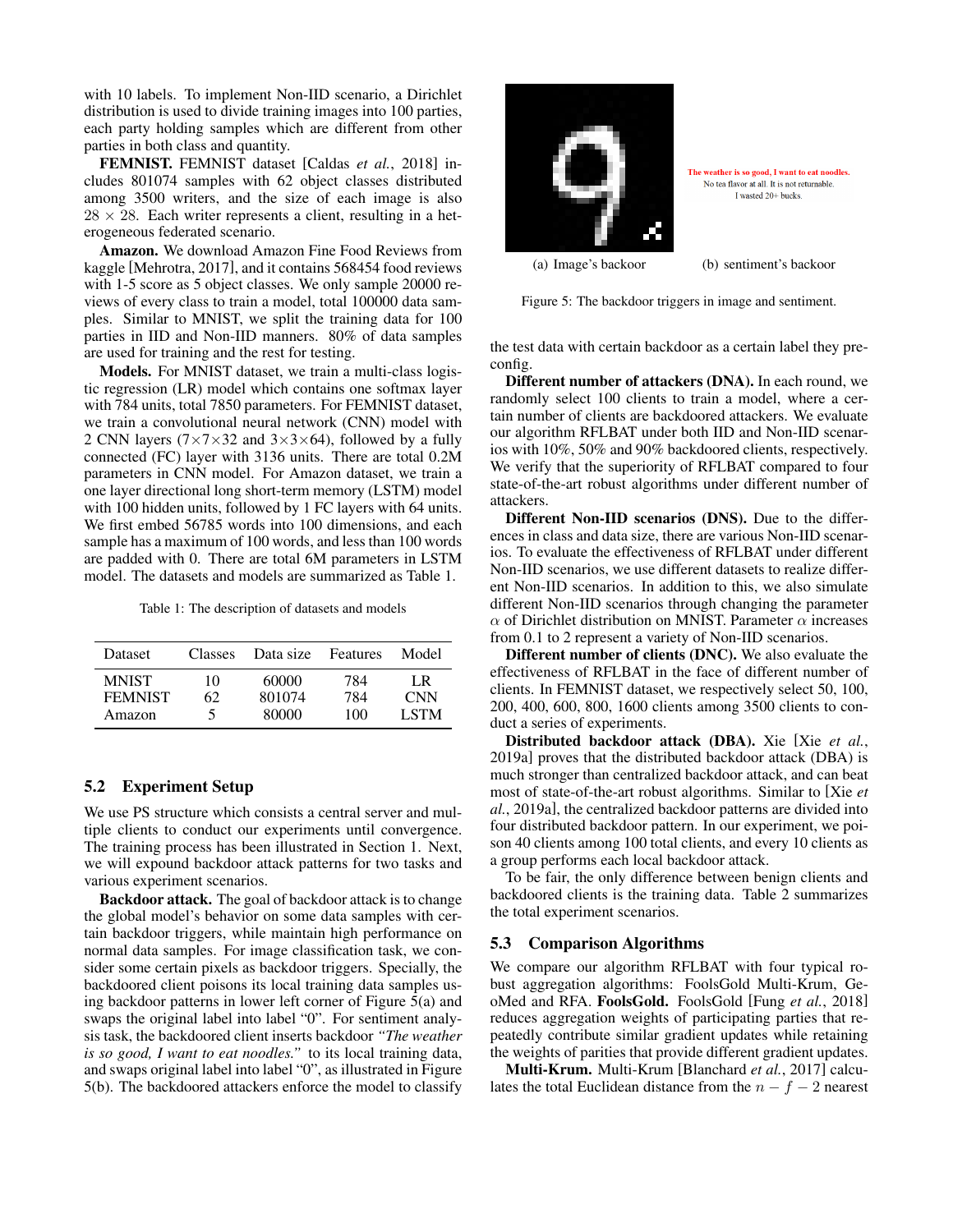with 10 labels. To implement Non-IID scenario, a Dirichlet distribution is used to divide training images into 100 parties, each party holding samples which are different from other parties in both class and quantity.

**FEMNIST.** FEMNIST dataset [Caldas *et al.*, 2018] includes 801074 samples with 62 object classes distributed among 3500 writers, and the size of each image is also $28 \times 28$. Each writer represents a client, resulting in a heterogeneous federated scenario.

**Amazon.** We download Amazon Fine Food Reviews from kaggle [Mehrotra, 2017], and it contains 568454 food reviews with 1-5 score as 5 object classes. We only sample 20000 reviews of every class to train a model, total 100000 data samples. Similar to MNIST, we split the training data for 100 parties in IID and Non-IID manners. 80% of data samples are used for training and the rest for testing.

**Models.** For MNIST dataset, we train a multi-class logistic regression (LR) model which contains one softmax layer with 784 units, total 7850 parameters. For FEMNIST dataset, we train a convolutional neural network (CNN) model with 2 CNN layers ($7\times7\times32$ and $3\times3\times64$), followed by a fully connected (FC) layer with 3136 units. There are total 0.2M parameters in CNN model. For Amazon dataset, we train a one layer directional long short-term memory (LSTM) model with 100 hidden units, followed by 1 FC layers with 64 units. We first embed 56785 words into 100 dimensions, and each sample has a maximum of 100 words, and less than 100 words are padded with 0. There are total 6M parameters in LSTM model. The datasets and models are summarized as Table 1.

Table 1: The description of datasets and models

| Dataset | Classes | Data size | Features | Model |
|---|---|---|---|---|
| MNIST | 10 | 60000 | 784 | LR |
| FEMNIST | 62 | 801074 | 784 | CNN |
| Amazon | 5 | 80000 | 100 | LSTM |

## 5.2 Experiment Setup

We use PS structure which consists a central server and multiple clients to conduct our experiments until convergence. The training process has been illustrated in Section 1. Next, we will expound backdoor attack patterns for two tasks and various experiment scenarios.

**Backdoor attack.** The goal of backdoor attack is to change the global model's behavior on some data samples with certain backdoor triggers, while maintain high performance on normal data samples. For image classification task, we consider some certain pixels as backdoor triggers. Specially, the backdoored client poisons its local training data samples using backdoor patterns in lower left corner of Figure 5(a) and swaps the original label into label "0". For sentiment analysis task, the backdoored client inserts backdoor *"The weather is so good, I want to eat noodles."* to its local training data, and swaps original label into label "0", as illustrated in Figure 5(b). The backdoored attackers enforce the model to classify the test data with certain backdoor as a certain label they preconfig.

The weather is so good, I want to eat noodles.
No tea flavor at all. It is not returnable.
I wasted 20+ bucks.

(a) Image's backoor (b) sentiment's backoor

Figure 5: The backdoor triggers in image and sentiment.

**Different number of attackers (DNA).** In each round, we randomly select 100 clients to train a model, where a certain number of clients are backdoored attackers. We evaluate our algorithm RFLBAT under both IID and Non-IID scenarios with 10%, 50% and 90% backdoored clients, respectively. We verify that the superiority of RFLBAT compared to four state-of-the-art robust algorithms under different number of attackers.

**Different Non-IID scenarios (DNS).** Due to the differences in class and data size, there are various Non-IID scenarios. To evaluate the effectiveness of RFLBAT under different Non-IID scenarios, we use different datasets to realize different Non-IID scenarios. In addition to this, we also simulate different Non-IID scenarios through changing the parameter $\alpha$ of Dirichlet distribution on MNIST. Parameter $\alpha$ increases from 0.1 to 2 represent a variety of Non-IID scenarios.

**Different number of clients (DNC).** We also evaluate the effectiveness of RFLBAT in the face of different number of clients. In FEMNIST dataset, we respectively select 50, 100, 200, 400, 600, 800, 1600 clients among 3500 clients to conduct a series of experiments.

**Distributed backdoor attack (DBA).** Xie [Xie *et al.*, 2019a] proves that the distributed backdoor attack (DBA) is much stronger than centralized backdoor attack, and can beat most of state-of-the-art robust algorithms. Similar to [Xie *et al.*, 2019a], the centralized backdoor patterns are divided into four distributed backdoor pattern. In our experiment, we poison 40 clients among 100 total clients, and every 10 clients as a group performs each local backdoor attack.

To be fair, the only difference between benign clients and backdoored clients is the training data. Table 2 summarizes the total experiment scenarios.

## 5.3 Comparison Algorithms

We compare our algorithm RFLBAT with four typical robust aggregation algorithms: FoolsGold Multi-Krum, GeoMed and RFA. **FoolsGold.** FoolsGold [Fung *et al.*, 2018] reduces aggregation weights of participating parties that repeatedly contribute similar gradient updates while retaining the weights of parities that provide different gradient updates.

**Multi-Krum.** Multi-Krum [Blanchard *et al.*, 2017] calculates the total Euclidean distance from the $n - f - 2$ nearest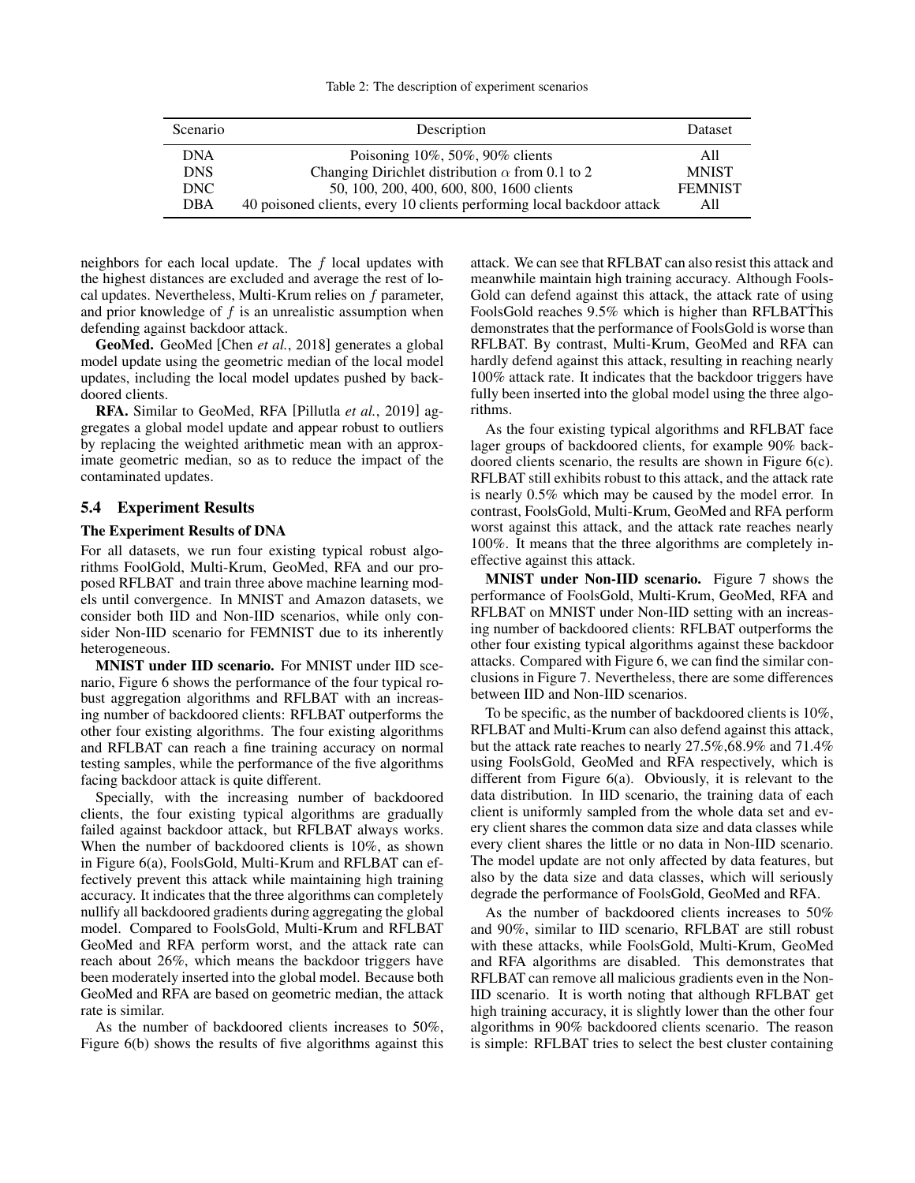Table 2: The description of experiment scenarios

| Scenario | Description | Dataset |
|---|---|---|
| DNA | Poisoning 10%, 50%, 90% clients | All |
| DNS | Changing Dirichlet distribution $\alpha$ from 0.1 to 2 | MNIST |
| DNC | 50, 100, 200, 400, 600, 800, 1600 clients | FEMNIST |
| DBA | 40 poisoned clients, every 10 clients performing local backdoor attack | All |

neighbors for each local update. The $f$ local updates with the highest distances are excluded and average the rest of local updates. Nevertheless, Multi-Krum relies on $f$ parameter, and prior knowledge of $f$ is an unrealistic assumption when defending against backdoor attack.

**GeoMed.** GeoMed [Chen *et al.*, 2018] generates a global model update using the geometric median of the local model updates, including the local model updates pushed by backdoored clients.

**RFA.** Similar to GeoMed, RFA [Pillutla *et al.*, 2019] aggregates a global model update and appear robust to outliers by replacing the weighted arithmetic mean with an approximate geometric median, so as to reduce the impact of the contaminated updates.

## 5.4 Experiment Results

### The Experiment Results of DNA

For all datasets, we run four existing typical robust algorithms FoolGold, Multi-Krum, GeoMed, RFA and our proposed RFLBAT and train three above machine learning models until convergence. In MNIST and Amazon datasets, we consider both IID and Non-IID scenarios, while only consider Non-IID scenario for FEMNIST due to its inherently heterogeneous.

**MNIST under IID scenario.** For MNIST under IID scenario, Figure 6 shows the performance of the four typical robust aggregation algorithms and RFLBAT with an increasing number of backdoored clients: RFLBAT outperforms the other four existing algorithms. The four existing algorithms and RFLBAT can reach a fine training accuracy on normal testing samples, while the performance of the five algorithms facing backdoor attack is quite different.

Specially, with the increasing number of backdoored clients, the four existing typical algorithms are gradually failed against backdoor attack, but RFLBAT always works. When the number of backdoored clients is 10%, as shown in Figure 6(a), FoolsGold, Multi-Krum and RFLBAT can effectively prevent this attack while maintaining high training accuracy. It indicates that the three algorithms can completely nullify all backdoored gradients during aggregating the global model. Compared to FoolsGold, Multi-Krum and RFLBAT GeoMed and RFA perform worst, and the attack rate can reach about 26%, which means the backdoor triggers have been moderately inserted into the global model. Because both GeoMed and RFA are based on geometric median, the attack rate is similar.

As the number of backdoored clients increases to 50%, Figure 6(b) shows the results of five algorithms against this attack. We can see that RFLBAT can also resist this attack and meanwhile maintain high training accuracy. Although FoolsGold can defend against this attack, the attack rate of using FoolsGold reaches 9.5% which is higher than RFLBATThis demonstrates that the performance of FoolsGold is worse than RFLBAT. By contrast, Multi-Krum, GeoMed and RFA can hardly defend against this attack, resulting in reaching nearly 100% attack rate. It indicates that the backdoor triggers have fully been inserted into the global model using the three algorithms.

As the four existing typical algorithms and RFLBAT face lager groups of backdoored clients, for example 90% backdoored clients scenario, the results are shown in Figure 6(c). RFLBAT still exhibits robust to this attack, and the attack rate is nearly 0.5% which may be caused by the model error. In contrast, FoolsGold, Multi-Krum, GeoMed and RFA perform worst against this attack, and the attack rate reaches nearly 100%. It means that the three algorithms are completely ineffective against this attack.

**MNIST under Non-IID scenario.** Figure 7 shows the performance of FoolsGold, Multi-Krum, GeoMed, RFA and RFLBAT on MNIST under Non-IID setting with an increasing number of backdoored clients: RFLBAT outperforms the other four existing typical algorithms against these backdoor attacks. Compared with Figure 6, we can find the similar conclusions in Figure 7. Nevertheless, there are some differences between IID and Non-IID scenarios.

To be specific, as the number of backdoored clients is 10%, RFLBAT and Multi-Krum can also defend against this attack, but the attack rate reaches to nearly 27.5%,68.9% and 71.4% using FoolsGold, GeoMed and RFA respectively, which is different from Figure 6(a). Obviously, it is relevant to the data distribution. In IID scenario, the training data of each client is uniformly sampled from the whole data set and every client shares the common data size and data classes while every client shares the little or no data in Non-IID scenario. The model update are not only affected by data features, but also by the data size and data classes, which will seriously degrade the performance of FoolsGold, GeoMed and RFA.

As the number of backdoored clients increases to 50% and 90%, similar to IID scenario, RFLBAT are still robust with these attacks, while FoolsGold, Multi-Krum, GeoMed and RFA algorithms are disabled. This demonstrates that RFLBAT can remove all malicious gradients even in the Non-IID scenario. It is worth noting that although RFLBAT get high training accuracy, it is slightly lower than the other four algorithms in 90% backdoored clients scenario. The reason is simple: RFLBAT tries to select the best cluster containing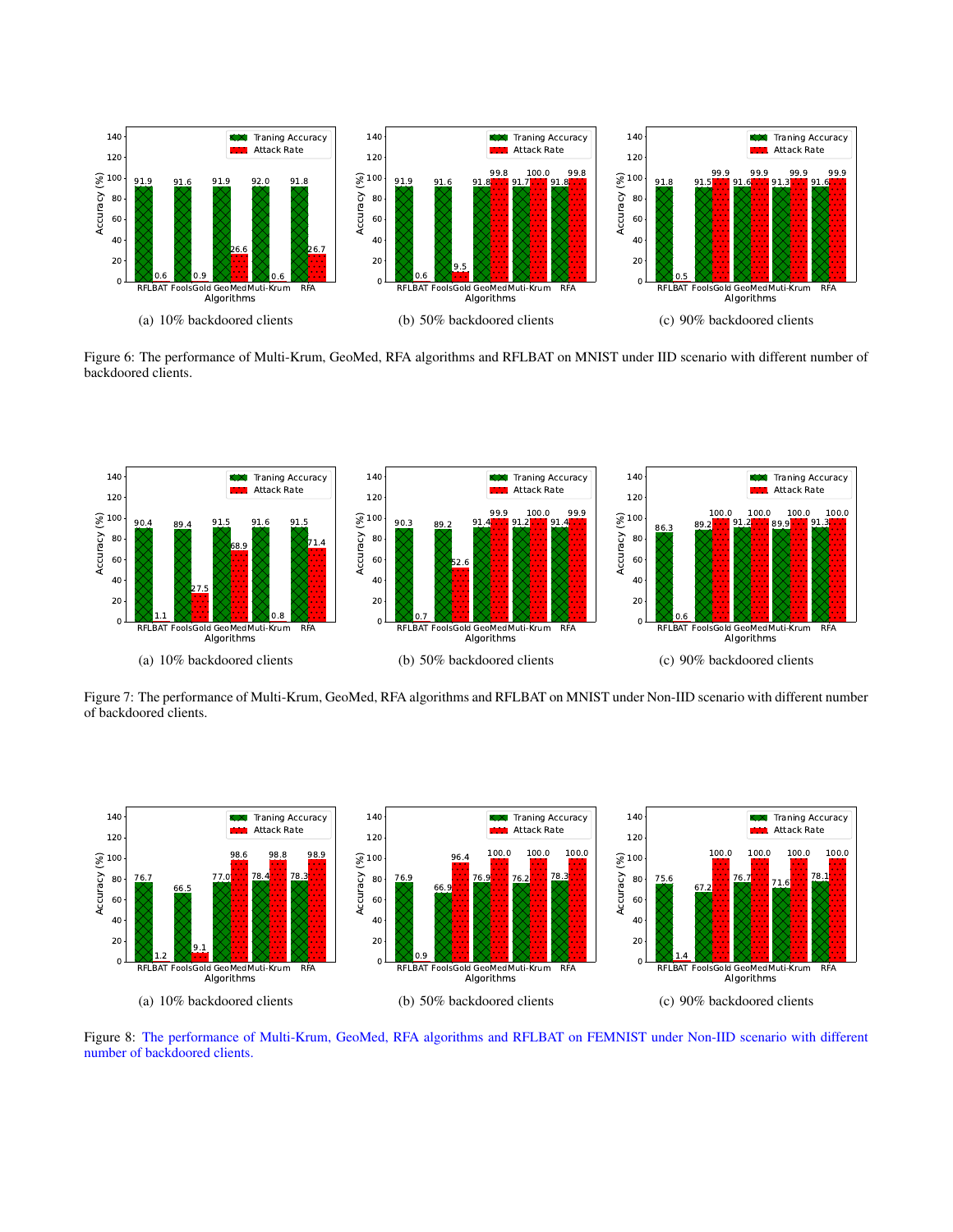(a) 10% backdoored clients

(b) 50% backdoored clients

(c) 90% backdoored clients

Figure 6: The performance of Multi-Krum, GeoMed, RFA algorithms and RFLBAT on MNIST under IID scenario with different number of backdoored clients.

(a) 10% backdoored clients

(b) 50% backdoored clients

(c) 90% backdoored clients

Figure 7: The performance of Multi-Krum, GeoMed, RFA algorithms and RFLBAT on MNIST under Non-IID scenario with different number of backdoored clients.

(a) 10% backdoored clients

(b) 50% backdoored clients

(c) 90% backdoored clients

Figure 8: The performance of Multi-Krum, GeoMed, RFA algorithms and RFLBAT on FEMNIST under Non-IID scenario with different number of backdoored clients.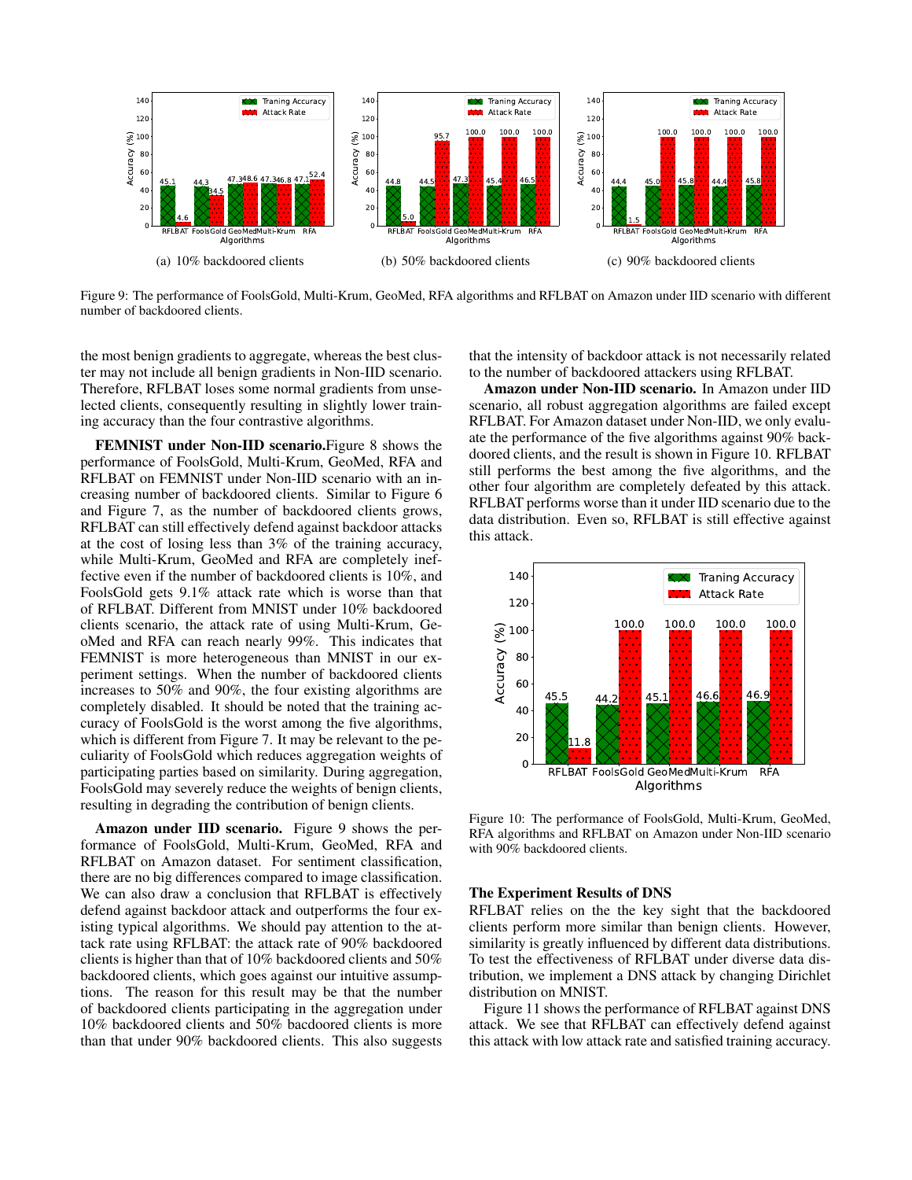(a) 10% backdoored clients

(b) 50% backdoored clients

(c) 90% backdoored clients

Figure 9: The performance of FoolsGold, Multi-Krum, GeoMed, RFA algorithms and RFLBAT on Amazon under IID scenario with different number of backdoored clients.

the most benign gradients to aggregate, whereas the best cluster may not include all benign gradients in Non-IID scenario. Therefore, RFLBAT loses some normal gradients from unselected clients, consequently resulting in slightly lower training accuracy than the four contrastive algorithms.

**FEMNIST under Non-IID scenario.**Figure 8 shows the performance of FoolsGold, Multi-Krum, GeoMed, RFA and RFLBAT on FEMNIST under Non-IID scenario with an increasing number of backdoored clients. Similar to Figure 6 and Figure 7, as the number of backdoored clients grows, RFLBAT can still effectively defend against backdoor attacks at the cost of losing less than 3% of the training accuracy, while Multi-Krum, GeoMed and RFA are completely ineffective even if the number of backdoored clients is 10%, and FoolsGold gets 9.1% attack rate which is worse than that of RFLBAT. Different from MNIST under 10% backdoored clients scenario, the attack rate of using Multi-Krum, GeoMed and RFA can reach nearly 99%. This indicates that FEMNIST is more heterogeneous than MNIST in our experiment settings. When the number of backdoored clients increases to 50% and 90%, the four existing algorithms are completely disabled. It should be noted that the training accuracy of FoolsGold is the worst among the five algorithms, which is different from Figure 7. It may be relevant to the peculiarity of FoolsGold which reduces aggregation weights of participating parties based on similarity. During aggregation, FoolsGold may severely reduce the weights of benign clients, resulting in degrading the contribution of benign clients.

**Amazon under IID scenario.** Figure 9 shows the performance of FoolsGold, Multi-Krum, GeoMed, RFA and RFLBAT on Amazon dataset. For sentiment classification, there are no big differences compared to image classification. We can also draw a conclusion that RFLBAT is effectively defend against backdoor attack and outperforms the four existing typical algorithms. We should pay attention to the attack rate using RFLBAT: the attack rate of 90% backdoored clients is higher than that of 10% backdoored clients and 50% backdoored clients, which goes against our intuitive assumptions. The reason for this result may be that the number of backdoored clients participating in the aggregation under 10% backdoored clients and 50% bacdoored clients is more than that under 90% backdoored clients. This also suggests that the intensity of backdoor attack is not necessarily related to the number of backdoored attackers using RFLBAT.

**Amazon under Non-IID scenario.** In Amazon under IID scenario, all robust aggregation algorithms are failed except RFLBAT. For Amazon dataset under Non-IID, we only evaluate the performance of the five algorithms against 90% backdoored clients, and the result is shown in Figure 10. RFLBAT still performs the best among the five algorithms, and the other four algorithm are completely defeated by this attack. RFLBAT performs worse than it under IID scenario due to the data distribution. Even so, RFLBAT is still effective against this attack.

Figure 10: The performance of FoolsGold, Multi-Krum, GeoMed, RFA algorithms and RFLBAT on Amazon under Non-IID scenario with 90% backdoored clients.

### The Experiment Results of DNS

RFLBAT relies on the the key sight that the backdoored clients perform more similar than benign clients. However, similarity is greatly influenced by different data distributions. To test the effectiveness of RFLBAT under diverse data distribution, we implement a DNS attack by changing Dirichlet distribution on MNIST.

Figure 11 shows the performance of RFLBAT against DNS attack. We see that RFLBAT can effectively defend against this attack with low attack rate and satisfied training accuracy.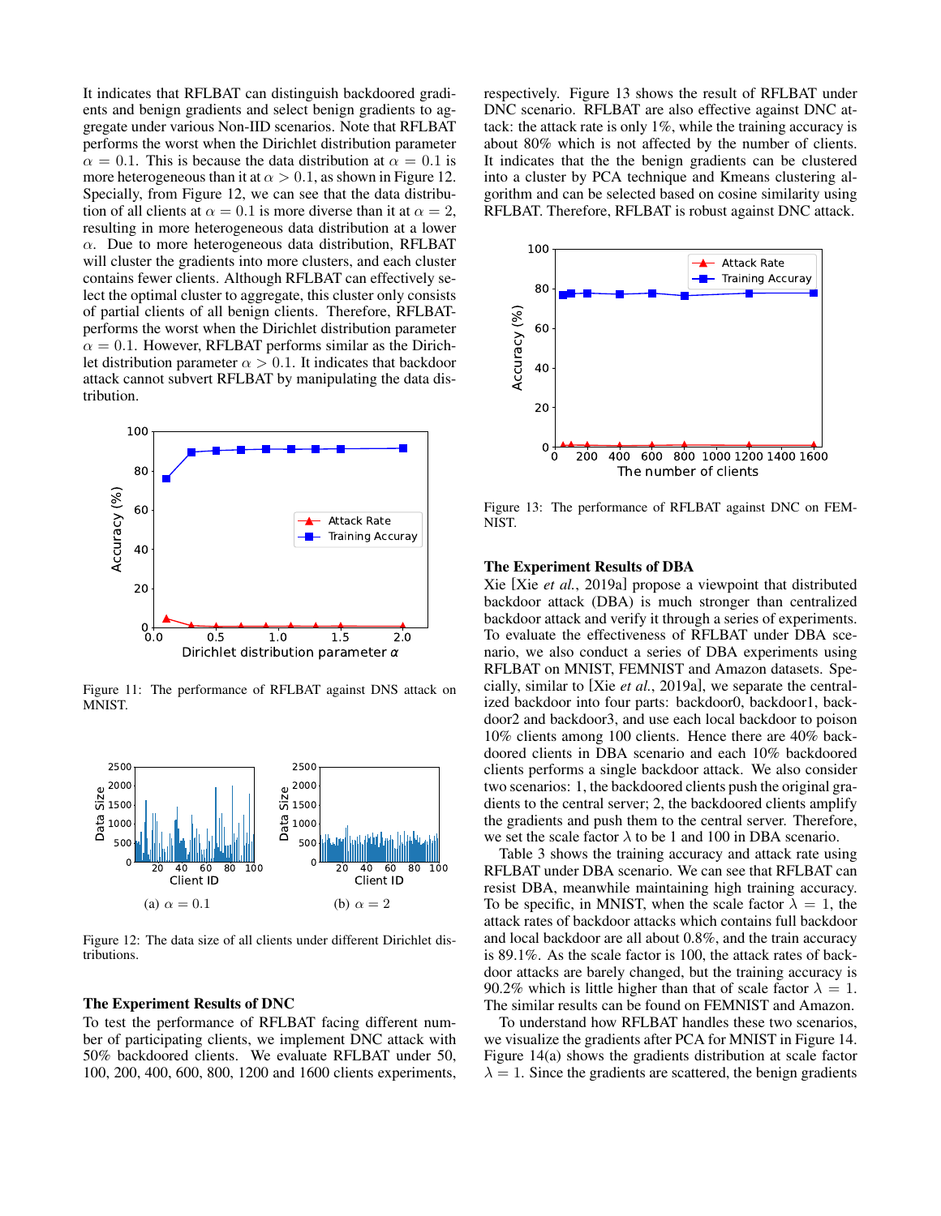It indicates that RFLBAT can distinguish backdoored gradients and benign gradients and select benign gradients to aggregate under various Non-IID scenarios. Note that RFLBAT performs the worst when the Dirichlet distribution parameter $\alpha = 0.1$. This is because the data distribution at $\alpha = 0.1$ is more heterogeneous than it at $\alpha > 0.1$, as shown in Figure 12. Specially, from Figure 12, we can see that the data distribution of all clients at $\alpha = 0.1$ is more diverse than it at $\alpha = 2$, resulting in more heterogeneous data distribution at a lower $\alpha$. Due to more heterogeneous data distribution, RFLBAT will cluster the gradients into more clusters, and each cluster contains fewer clients. Although RFLBAT can effectively select the optimal cluster to aggregate, this cluster only consists of partial clients of all benign clients. Therefore, RFLBAT performs the worst when the Dirichlet distribution parameter $\alpha = 0.1$. However, RFLBAT performs similar as the Dirichlet distribution parameter $\alpha > 0.1$. It indicates that backdoor attack cannot subvert RFLBAT by manipulating the data distribution.

Figure 11: The performance of RFLBAT against DNS attack on MNIST.

(a) $\alpha = 0.1$

(b) $\alpha = 2$

Figure 12: The data size of all clients under different Dirichlet distributions.

### The Experiment Results of DNC

To test the performance of RFLBAT facing different number of participating clients, we implement DNC attack with 50% backdoored clients. We evaluate RFLBAT under 50, 100, 200, 400, 600, 800, 1200 and 1600 clients experiments, respectively. Figure 13 shows the result of RFLBAT under DNC scenario. RFLBAT are also effective against DNC attack: the attack rate is only 1%, while the training accuracy is about 80% which is not affected by the number of clients. It indicates that the the benign gradients can be clustered into a cluster by PCA technique and Kmeans clustering algorithm and can be selected based on cosine similarity using RFLBAT. Therefore, RFLBAT is robust against DNC attack.

Figure 13: The performance of RFLBAT against DNC on FEMNIST.

### The Experiment Results of DBA

Xie [Xie *et al.*, 2019a] propose a viewpoint that distributed backdoor attack (DBA) is much stronger than centralized backdoor attack and verify it through a series of experiments. To evaluate the effectiveness of RFLBAT under DBA scenario, we also conduct a series of DBA experiments using RFLBAT on MNIST, FEMNIST and Amazon datasets. Specially, similar to [Xie *et al.*, 2019a], we separate the centralized backdoor into four parts: backdoor0, backdoor1, backdoor2 and backdoor3, and use each local backdoor to poison 10% clients among 100 clients. Hence there are 40% backdoored clients in DBA scenario and each 10% backdoored clients performs a single backdoor attack. We also consider two scenarios: 1, the backdoored clients push the original gradients to the central server; 2, the backdoored clients amplify the gradients and push them to the central server. Therefore, we set the scale factor $\lambda$ to be 1 and 100 in DBA scenario.

Table 3 shows the training accuracy and attack rate using RFLBAT under DBA scenario. We can see that RFLBAT can resist DBA, meanwhile maintaining high training accuracy. To be specific, in MNIST, when the scale factor $\lambda = 1$, the attack rates of backdoor attacks which contains full backdoor and local backdoor are all about 0.8%, and the train accuracy is 89.1%. As the scale factor is 100, the attack rates of backdoor attacks are barely changed, but the training accuracy is 90.2% which is little higher than that of scale factor $\lambda = 1$. The similar results can be found on FEMNIST and Amazon.

To understand how RFLBAT handles these two scenarios, we visualize the gradients after PCA for MNIST in Figure 14. Figure 14(a) shows the gradients distribution at scale factor $\lambda = 1$. Since the gradients are scattered, the benign gradients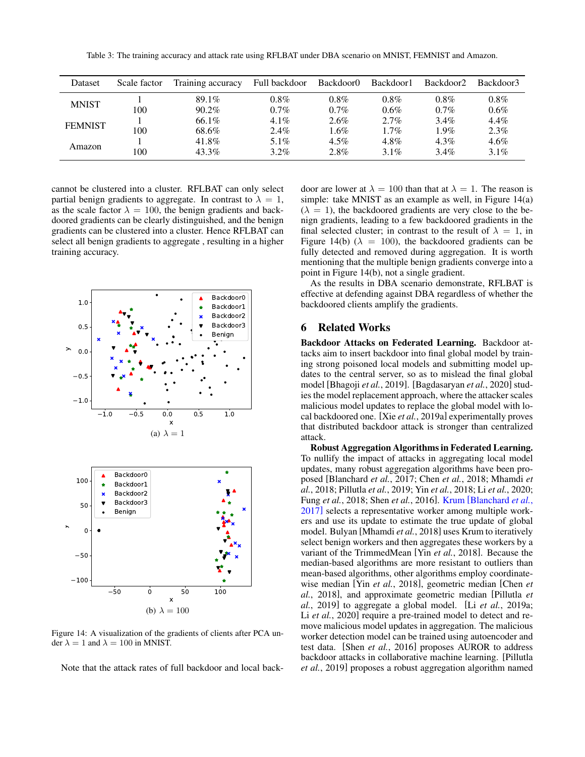Table 3: The training accuracy and attack rate using RFLBAT under DBA scenario on MNIST, FEMNIST and Amazon.

| Dataset | Scale factor | Training accuracy | Full backdoor | Backdoor0 | Backdoor1 | Backdoor2 | Backdoor3 |
|---|---|---|---|---|---|---|---|
| MNIST | 1 | 89.1% | 0.8% | 0.8% | 0.8% | 0.8% | 0.8% |
| | 100 | 90.2% | 0.7% | 0.7% | 0.6% | 0.7% | 0.6% |
| FEMNIST | 1 | 66.1% | 4.1% | 2.6% | 2.7% | 3.4% | 4.4% |
| | 100 | 68.6% | 2.4% | 1.6% | 1.7% | 1.9% | 2.3% |
| Amazon | 1 | 41.8% | 5.1% | 4.5% | 4.8% | 4.3% | 4.6% |
| | 100 | 43.3% | 3.2% | 2.8% | 3.1% | 3.4% | 3.1% |

cannot be clustered into a cluster. RFLBAT can only select partial benign gradients to aggregate. In contrast to $\lambda = 1$, as the scale factor $\lambda = 100$, the benign gradients and backdoored gradients can be clearly distinguished, and the benign gradients can be clustered into a cluster. Hence RFLBAT can select all benign gradients to aggregate , resulting in a higher training accuracy.

(a) $\lambda = 1$

(b) $\lambda = 100$

Figure 14: A visualization of the gradients of clients after PCA under $\lambda = 1$ and $\lambda = 100$ in MNIST.

Note that the attack rates of full backdoor and local backdoor are lower at $\lambda = 100$ than that at $\lambda = 1$. The reason is simple: take MNIST as an example as well, in Figure 14(a) ($\lambda = 1$), the backdoored gradients are very close to the benign gradients, leading to a few backdoored gradients in the final selected cluster; in contrast to the result of $\lambda = 1$, in Figure 14(b) ($\lambda = 100$), the backdoored gradients can be fully detected and removed during aggregation. It is worth mentioning that the multiple benign gradients converge into a point in Figure 14(b), not a single gradient.

As the results in DBA scenario demonstrate, RFLBAT is effective at defending against DBA regardless of whether the backdoored clients amplify the gradients.

## 6 Related Works

**Backdoor Attacks on Federated Learning.** Backdoor attacks aim to insert backdoor into final global model by training strong poisoned local models and submitting model updates to the central server, so as to mislead the final global model [Bhagoji *et al.*, 2019]. [Bagdasaryan *et al.*, 2020] studies the model replacement approach, where the attacker scales malicious model updates to replace the global model with local backdoored one. [Xie *et al.*, 2019a] experimentally proves that distributed backdoor attack is stronger than centralized attack.

**Robust Aggregation Algorithms in Federated Learning.** To nullify the impact of attacks in aggregating local model updates, many robust aggregation algorithms have been proposed [Blanchard *et al.*, 2017; Chen *et al.*, 2018; Mhamdi *et al.*, 2018; Pillutla *et al.*, 2019; Yin *et al.*, 2018; Li *et al.*, 2020; Fung *et al.*, 2018; Shen *et al.*, 2016]. Krum [Blanchard *et al.*, 2017] selects a representative worker among multiple workers and use its update to estimate the true update of global model. Bulyan [Mhamdi *et al.*, 2018] uses Krum to iteratively select benign workers and then aggregates these workers by a variant of the TrimmedMean [Yin *et al.*, 2018]. Because the median-based algorithms are more resistant to outliers than mean-based algorithms, other algorithms employ coordinate-wise median [Yin *et al.*, 2018], geometric median [Chen *et al.*, 2018], and approximate geometric median [Pillutla *et al.*, 2019] to aggregate a global model. [Li *et al.*, 2019a; Li *et al.*, 2020] require a pre-trained model to detect and remove malicious model updates in aggregation. The malicious worker detection model can be trained using autoencoder and test data. [Shen *et al.*, 2016] proposes AUROR to address backdoor attacks in collaborative machine learning. [Pillutla *et al.*, 2019] proposes a robust aggregation algorithm named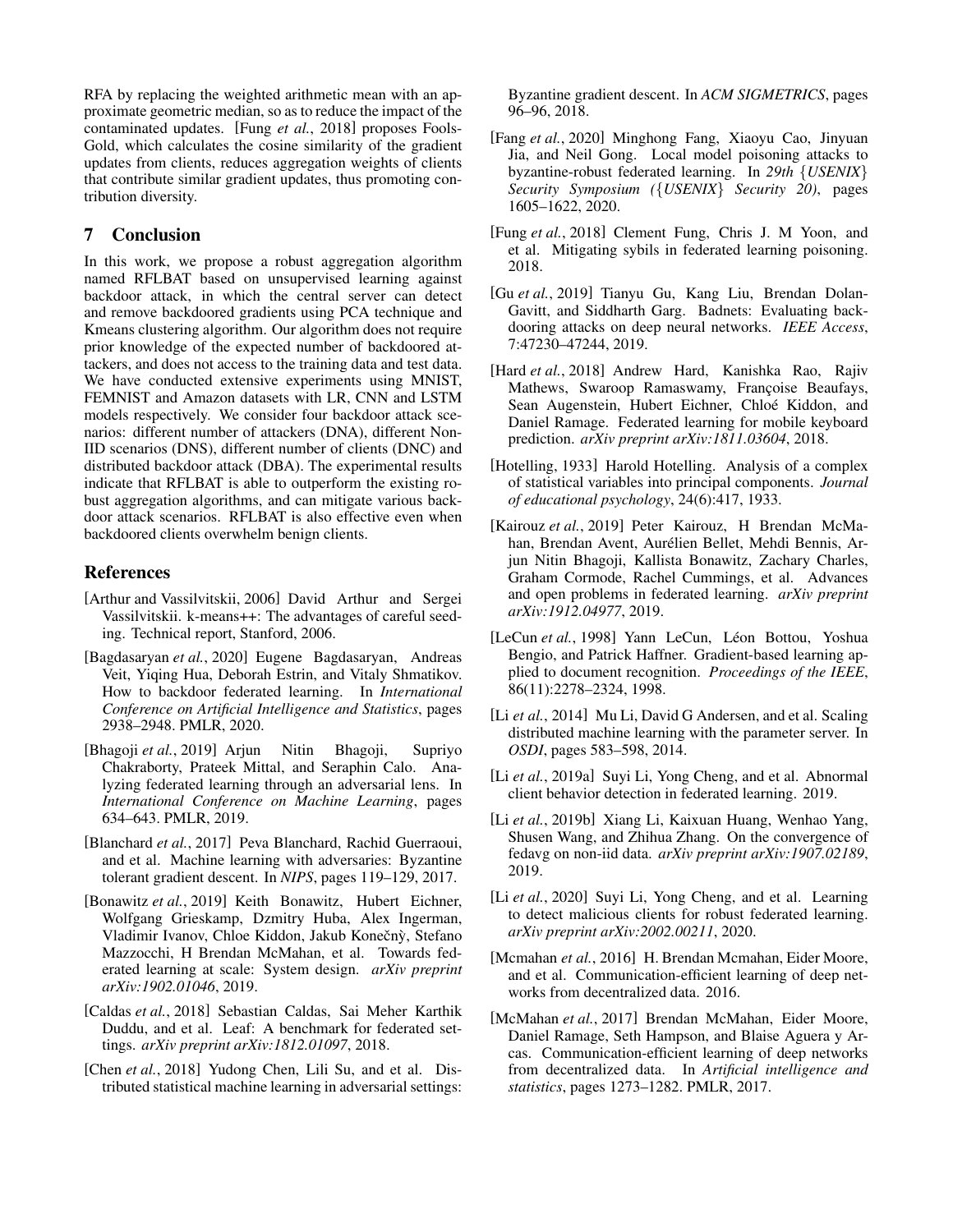RFA by replacing the weighted arithmetic mean with an approximate geometric median, so as to reduce the impact of the contaminated updates. [Fung *et al.*, 2018] proposes FoolsGold, which calculates the cosine similarity of the gradient updates from clients, reduces aggregation weights of clients that contribute similar gradient updates, thus promoting contribution diversity.

## 7 Conclusion

In this work, we propose a robust aggregation algorithm named RFLBAT based on unsupervised learning against backdoor attack, in which the central server can detect and remove backdoored gradients using PCA technique and Kmeans clustering algorithm. Our algorithm does not require prior knowledge of the expected number of backdoored attackers, and does not access to the training data and test data. We have conducted extensive experiments using MNIST, FEMNIST and Amazon datasets with LR, CNN and LSTM models respectively. We consider four backdoor attack scenarios: different number of attackers (DNA), different Non-IID scenarios (DNS), different number of clients (DNC) and distributed backdoor attack (DBA). The experimental results indicate that RFLBAT is able to outperform the existing robust aggregation algorithms, and can mitigate various backdoor attack scenarios. RFLBAT is also effective even when backdoored clients overwhelm benign clients.

## References

[Arthur and Vassilvitskii, 2006] David Arthur and Sergei Vassilvitskii. k-means++: The advantages of careful seeding. Technical report, Stanford, 2006.

[Bagdasaryan *et al.*, 2020] Eugene Bagdasaryan, Andreas Veit, Yiqing Hua, Deborah Estrin, and Vitaly Shmatikov. How to backdoor federated learning. In *International Conference on Artificial Intelligence and Statistics*, pages 2938–2948. PMLR, 2020.

[Bhagoji *et al.*, 2019] Arjun Nitin Bhagoji, Supriyo Chakraborty, Prateek Mittal, and Seraphin Calo. Analyzing federated learning through an adversarial lens. In *International Conference on Machine Learning*, pages 634–643. PMLR, 2019.

[Blanchard *et al.*, 2017] Peva Blanchard, Rachid Guerraoui, and et al. Machine learning with adversaries: Byzantine tolerant gradient descent. In *NIPS*, pages 119–129, 2017.

[Bonawitz *et al.*, 2019] Keith Bonawitz, Hubert Eichner, Wolfgang Grieskamp, Dzmitry Huba, Alex Ingerman, Vladimir Ivanov, Chloe Kiddon, Jakub Konečnỳ, Stefano Mazzocchi, H Brendan McMahan, et al. Towards federated learning at scale: System design. *arXiv preprint arXiv:1902.01046*, 2019.

[Caldas *et al.*, 2018] Sebastian Caldas, Sai Meher Karthik Duddu, and et al. Leaf: A benchmark for federated settings. *arXiv preprint arXiv:1812.01097*, 2018.

[Chen *et al.*, 2018] Yudong Chen, Lili Su, and et al. Distributed statistical machine learning in adversarial settings: Byzantine gradient descent. In *ACM SIGMETRICS*, pages 96–96, 2018.

[Fang *et al.*, 2020] Minghong Fang, Xiaoyu Cao, Jinyuan Jia, and Neil Gong. Local model poisoning attacks to byzantine-robust federated learning. In *29th {USENIX} Security Symposium ({USENIX} Security 20)*, pages 1605–1622, 2020.

[Fung *et al.*, 2018] Clement Fung, Chris J. M Yoon, and et al. Mitigating sybils in federated learning poisoning. 2018.

[Gu *et al.*, 2019] Tianyu Gu, Kang Liu, Brendan Dolan-Gavitt, and Siddharth Garg. Badnets: Evaluating backdooring attacks on deep neural networks. *IEEE Access*, 7:47230–47244, 2019.

[Hard *et al.*, 2018] Andrew Hard, Kanishka Rao, Rajiv Mathews, Swaroop Ramaswamy, Françoise Beaufays, Sean Augenstein, Hubert Eichner, Chloé Kiddon, and Daniel Ramage. Federated learning for mobile keyboard prediction. *arXiv preprint arXiv:1811.03604*, 2018.

[Hotelling, 1933] Harold Hotelling. Analysis of a complex of statistical variables into principal components. *Journal of educational psychology*, 24(6):417, 1933.

[Kairouz *et al.*, 2019] Peter Kairouz, H Brendan McMahan, Brendan Avent, Aurélien Bellet, Mehdi Bennis, Arjun Nitin Bhagoji, Kallista Bonawitz, Zachary Charles, Graham Cormode, Rachel Cummings, et al. Advances and open problems in federated learning. *arXiv preprint arXiv:1912.04977*, 2019.

[LeCun *et al.*, 1998] Yann LeCun, Léon Bottou, Yoshua Bengio, and Patrick Haffner. Gradient-based learning applied to document recognition. *Proceedings of the IEEE*, 86(11):2278–2324, 1998.

[Li *et al.*, 2014] Mu Li, David G Andersen, and et al. Scaling distributed machine learning with the parameter server. In *OSDI*, pages 583–598, 2014.

[Li *et al.*, 2019a] Suyi Li, Yong Cheng, and et al. Abnormal client behavior detection in federated learning. 2019.

[Li *et al.*, 2019b] Xiang Li, Kaixuan Huang, Wenhao Yang, Shusen Wang, and Zhihua Zhang. On the convergence of fedavg on non-iid data. *arXiv preprint arXiv:1907.02189*, 2019.

[Li *et al.*, 2020] Suyi Li, Yong Cheng, and et al. Learning to detect malicious clients for robust federated learning. *arXiv preprint arXiv:2002.00211*, 2020.

[Mcmahan *et al.*, 2016] H. Brendan Mcmahan, Eider Moore, and et al. Communication-efficient learning of deep networks from decentralized data. 2016.

[McMahan *et al.*, 2017] Brendan McMahan, Eider Moore, Daniel Ramage, Seth Hampson, and Blaise Aguera y Arcas. Communication-efficient learning of deep networks from decentralized data. In *Artificial intelligence and statistics*, pages 1273–1282. PMLR, 2017.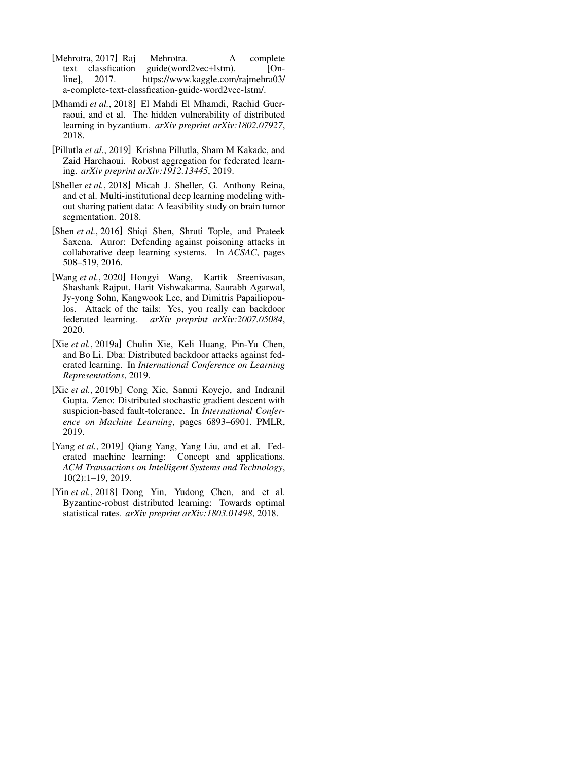[Mehrotra, 2017] Raj Mehrotra. A complete text classfication guide(word2vec+lstm). [Online], 2017. https://www.kaggle.com/rajmehra03/a-complete-text-classfication-guide-word2vec-lstm/.

[Mhamdi *et al.*, 2018] El Mahdi El Mhamdi, Rachid Guerraoui, and et al. The hidden vulnerability of distributed learning in byzantium. *arXiv preprint arXiv:1802.07927*, 2018.

[Pillutla *et al.*, 2019] Krishna Pillutla, Sham M Kakade, and Zaid Harchaoui. Robust aggregation for federated learning. *arXiv preprint arXiv:1912.13445*, 2019.

[Sheller *et al.*, 2018] Micah J. Sheller, G. Anthony Reina, and et al. Multi-institutional deep learning modeling without sharing patient data: A feasibility study on brain tumor segmentation. 2018.

[Shen *et al.*, 2016] Shiqi Shen, Shruti Tople, and Prateek Saxena. Auror: Defending against poisoning attacks in collaborative deep learning systems. In *ACSAC*, pages 508–519, 2016.

[Wang *et al.*, 2020] Hongyi Wang, Kartik Sreenivasan, Shashank Rajput, Harit Vishwakarma, Saurabh Agarwal, Jy-yong Sohn, Kangwook Lee, and Dimitris Papailiopoulos. Attack of the tails: Yes, you really can backdoor federated learning. *arXiv preprint arXiv:2007.05084*, 2020.

[Xie *et al.*, 2019a] Chulin Xie, Keli Huang, Pin-Yu Chen, and Bo Li. Dba: Distributed backdoor attacks against federated learning. In *International Conference on Learning Representations*, 2019.

[Xie *et al.*, 2019b] Cong Xie, Sanmi Koyejo, and Indranil Gupta. Zeno: Distributed stochastic gradient descent with suspicion-based fault-tolerance. In *International Conference on Machine Learning*, pages 6893–6901. PMLR, 2019.

[Yang *et al.*, 2019] Qiang Yang, Yang Liu, and et al. Federated machine learning: Concept and applications. *ACM Transactions on Intelligent Systems and Technology*, 10(2):1–19, 2019.

[Yin *et al.*, 2018] Dong Yin, Yudong Chen, and et al. Byzantine-robust distributed learning: Towards optimal statistical rates. *arXiv preprint arXiv:1803.01498*, 2018.